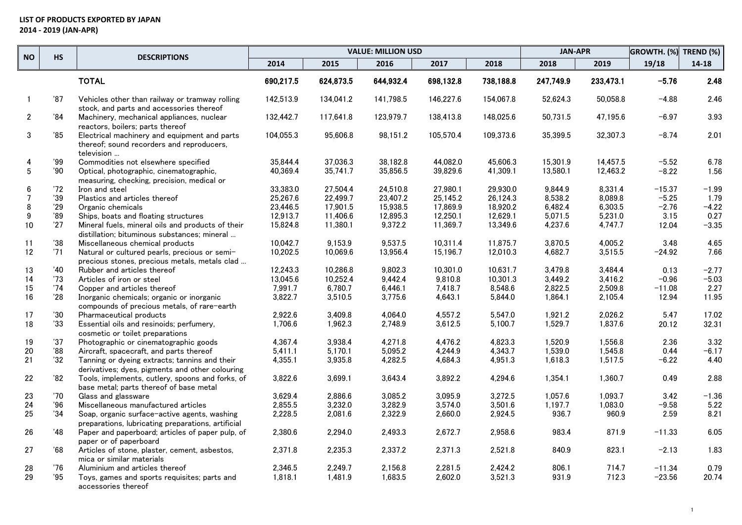**LIST OF PRODUCTS EXPORTED BY JAPAN**
**2014 - 2019 (JAN-APR)**

| NO | HS | DESCRIPTIONS | VALUE: MILLION USD | | | | | JAN-APR | | GROWTH. (%) | TREND (%) |
|---|---|---|---|---|---|---|---|---|---|---|---|
| | | | 2014 | 2015 | 2016 | 2017 | 2018 | 2018 | 2019 | 19/18 | 14-18 |
| | | **TOTAL** | **690,217.5** | **624,873.5** | **644,932.4** | **698,132.8** | **738,188.8** | **247,749.9** | **233,473.1** | **−5.76** | **2.48** |
| 1 | '87 | Vehicles other than railway or tramway rolling stock, and parts and accessories thereof | 142,513.9 | 134,041.2 | 141,798.5 | 146,227.6 | 154,067.8 | 52,624.3 | 50,058.8 | −4.88 | 2.46 |
| 2 | '84 | Machinery, mechanical appliances, nuclear reactors, boilers; parts thereof | 132,442.7 | 117,641.8 | 123,979.7 | 138,413.8 | 148,025.6 | 50,731.5 | 47,195.6 | −6.97 | 3.93 |
| 3 | '85 | Electrical machinery and equipment and parts thereof; sound recorders and reproducers, television ... | 104,055.3 | 95,606.8 | 98,151.2 | 105,570.4 | 109,373.6 | 35,399.5 | 32,307.3 | −8.74 | 2.01 |
| 4 | '99 | Commodities not elsewhere specified | 35,844.4 | 37,036.3 | 38,182.8 | 44,082.0 | 45,606.3 | 15,301.9 | 14,457.5 | −5.52 | 6.78 |
| 5 | '90 | Optical, photographic, cinematographic, measuring, checking, precision, medical or | 40,369.4 | 35,741.7 | 35,856.5 | 39,829.6 | 41,309.1 | 13,580.1 | 12,463.2 | −8.22 | 1.56 |
| 6 | '72 | Iron and steel | 33,383.0 | 27,504.4 | 24,510.8 | 27,980.1 | 29,930.0 | 9,844.9 | 8,331.4 | −15.37 | −1.99 |
| 7 | '39 | Plastics and articles thereof | 25,267.6 | 22,499.7 | 23,407.2 | 25,145.2 | 26,124.3 | 8,538.2 | 8,089.8 | −5.25 | 1.79 |
| 8 | '29 | Organic chemicals | 23,446.5 | 17,901.5 | 15,938.5 | 17,869.9 | 18,920.2 | 6,482.4 | 6,303.5 | −2.76 | −4.22 |
| 9 | '89 | Ships, boats and floating structures | 12,913.7 | 11,406.6 | 12,895.3 | 12,250.1 | 12,629.1 | 5,071.5 | 5,231.0 | 3.15 | 0.27 |
| 10 | '27 | Mineral fuels, mineral oils and products of their distillation; bituminous substances; mineral ... | 15,824.8 | 11,380.1 | 9,372.2 | 11,369.7 | 13,349.6 | 4,237.6 | 4,747.7 | 12.04 | −3.35 |
| 11 | '38 | Miscellaneous chemical products | 10,042.7 | 9,153.9 | 9,537.5 | 10,311.4 | 11,875.7 | 3,870.5 | 4,005.2 | 3.48 | 4.65 |
| 12 | '71 | Natural or cultured pearls, precious or semi-precious stones, precious metals, metals clad ... | 10,202.5 | 10,069.6 | 13,956.4 | 15,196.7 | 12,010.3 | 4,682.7 | 3,515.5 | −24.92 | 7.66 |
| 13 | '40 | Rubber and articles thereof | 12,243.3 | 10,286.8 | 9,802.3 | 10,301.0 | 10,631.7 | 3,479.8 | 3,484.4 | 0.13 | −2.77 |
| 14 | '73 | Articles of iron or steel | 13,045.6 | 10,252.4 | 9,442.4 | 9,810.8 | 10,301.3 | 3,449.2 | 3,416.2 | −0.96 | −5.03 |
| 15 | '74 | Copper and articles thereof | 7,991.7 | 6,780.7 | 6,446.1 | 7,418.7 | 8,548.6 | 2,822.5 | 2,509.8 | −11.08 | 2.27 |
| 16 | '28 | Inorganic chemicals; organic or inorganic compounds of precious metals, of rare-earth | 3,822.7 | 3,510.5 | 3,775.6 | 4,643.1 | 5,844.0 | 1,864.1 | 2,105.4 | 12.94 | 11.95 |
| 17 | '30 | Pharmaceutical products | 2,922.6 | 3,409.8 | 4,064.0 | 4,557.2 | 5,547.0 | 1,921.2 | 2,026.2 | 5.47 | 17.02 |
| 18 | '33 | Essential oils and resinoids; perfumery, cosmetic or toilet preparations | 1,706.6 | 1,962.3 | 2,748.9 | 3,612.5 | 5,100.7 | 1,529.7 | 1,837.6 | 20.12 | 32.31 |
| 19 | '37 | Photographic or cinematographic goods | 4,367.4 | 3,938.4 | 4,271.8 | 4,476.2 | 4,823.3 | 1,520.9 | 1,556.8 | 2.36 | 3.32 |
| 20 | '88 | Aircraft, spacecraft, and parts thereof | 5,411.1 | 5,170.1 | 5,095.2 | 4,244.9 | 4,343.7 | 1,539.0 | 1,545.8 | 0.44 | −6.17 |
| 21 | '32 | Tanning or dyeing extracts; tannins and their derivatives; dyes, pigments and other colouring | 4,355.1 | 3,935.8 | 4,282.5 | 4,684.3 | 4,951.3 | 1,618.3 | 1,517.5 | −6.22 | 4.40 |
| 22 | '82 | Tools, implements, cutlery, spoons and forks, of base metal; parts thereof of base metal | 3,822.6 | 3,699.1 | 3,643.4 | 3,892.2 | 4,294.6 | 1,354.1 | 1,360.7 | 0.49 | 2.88 |
| 23 | '70 | Glass and glassware | 3,629.4 | 2,886.6 | 3,085.2 | 3,095.9 | 3,272.5 | 1,057.6 | 1,093.7 | 3.42 | −1.36 |
| 24 | '96 | Miscellaneous manufactured articles | 2,855.5 | 3,232.0 | 3,282.9 | 3,574.0 | 3,501.6 | 1,197.7 | 1,083.0 | −9.58 | 5.22 |
| 25 | '34 | Soap, organic surface-active agents, washing preparations, lubricating preparations, artificial | 2,228.5 | 2,081.6 | 2,322.9 | 2,660.0 | 2,924.5 | 936.7 | 960.9 | 2.59 | 8.21 |
| 26 | '48 | Paper and paperboard; articles of paper pulp, of paper or of paperboard | 2,380.6 | 2,294.0 | 2,493.3 | 2,672.7 | 2,958.6 | 983.4 | 871.9 | −11.33 | 6.05 |
| 27 | '68 | Articles of stone, plaster, cement, asbestos, mica or similar materials | 2,371.8 | 2,235.3 | 2,337.2 | 2,371.3 | 2,521.8 | 840.9 | 823.1 | −2.13 | 1.83 |
| 28 | '76 | Aluminium and articles thereof | 2,346.5 | 2,249.7 | 2,156.8 | 2,281.5 | 2,424.2 | 806.1 | 714.7 | −11.34 | 0.79 |
| 29 | '95 | Toys, games and sports requisites; parts and accessories thereof | 1,818.1 | 1,481.9 | 1,683.5 | 2,602.0 | 3,521.3 | 931.9 | 712.3 | −23.56 | 20.74 |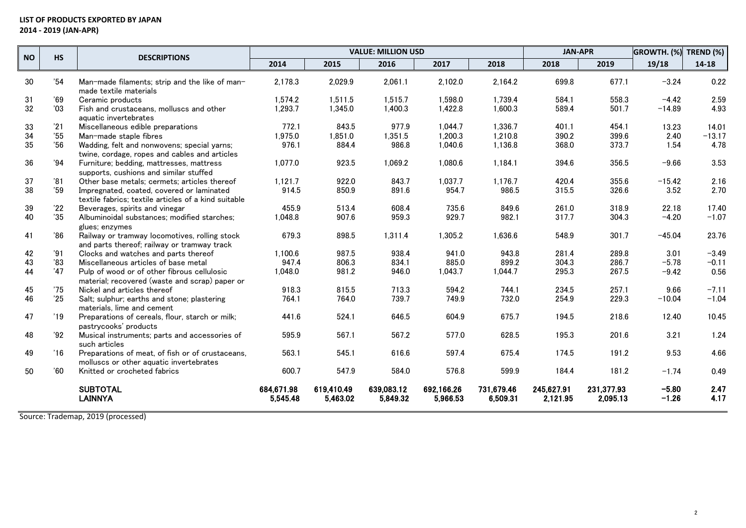**LIST OF PRODUCTS EXPORTED BY JAPAN**
**2014 - 2019 (JAN-APR)**

| NO | HS | DESCRIPTIONS | VALUE: MILLION USD | | | | | JAN-APR | | GROWTH. (%) | TREND (%) |
|---|---|---|---|---|---|---|---|---|---|---|---|
| | | | 2014 | 2015 | 2016 | 2017 | 2018 | 2018 | 2019 | 19/18 | 14-18 |
| 30 | '54 | Man-made filaments; strip and the like of man-made textile materials | 2,178.3 | 2,029.9 | 2,061.1 | 2,102.0 | 2,164.2 | 699.8 | 677.1 | -3.24 | 0.22 |
| 31 | '69 | Ceramic products | 1,574.2 | 1,511.5 | 1,515.7 | 1,598.0 | 1,739.4 | 584.1 | 558.3 | -4.42 | 2.59 |
| 32 | '03 | Fish and crustaceans, molluscs and other aquatic invertebrates | 1,293.7 | 1,345.0 | 1,400.3 | 1,422.8 | 1,600.3 | 589.4 | 501.7 | -14.89 | 4.93 |
| 33 | '21 | Miscellaneous edible preparations | 772.1 | 843.5 | 977.9 | 1,044.7 | 1,336.7 | 401.1 | 454.1 | 13.23 | 14.01 |
| 34 | '55 | Man-made staple fibres | 1,975.0 | 1,851.0 | 1,351.5 | 1,200.3 | 1,210.8 | 390.2 | 399.6 | 2.40 | -13.17 |
| 35 | '56 | Wadding, felt and nonwovens; special yarns; twine, cordage, ropes and cables and articles | 976.1 | 884.4 | 986.8 | 1,040.6 | 1,136.8 | 368.0 | 373.7 | 1.54 | 4.78 |
| 36 | '94 | Furniture; bedding, mattresses, mattress supports, cushions and similar stuffed | 1,077.0 | 923.5 | 1,069.2 | 1,080.6 | 1,184.1 | 394.6 | 356.5 | -9.66 | 3.53 |
| 37 | '81 | Other base metals; cermets; articles thereof | 1,121.7 | 922.0 | 843.7 | 1,037.7 | 1,176.7 | 420.4 | 355.6 | -15.42 | 2.16 |
| 38 | '59 | Impregnated, coated, covered or laminated textile fabrics; textile articles of a kind suitable | 914.5 | 850.9 | 891.6 | 954.7 | 986.5 | 315.5 | 326.6 | 3.52 | 2.70 |
| 39 | '22 | Beverages, spirits and vinegar | 455.9 | 513.4 | 608.4 | 735.6 | 849.6 | 261.0 | 318.9 | 22.18 | 17.40 |
| 40 | '35 | Albuminoidal substances; modified starches; glues; enzymes | 1,048.8 | 907.6 | 959.3 | 929.7 | 982.1 | 317.7 | 304.3 | -4.20 | -1.07 |
| 41 | '86 | Railway or tramway locomotives, rolling stock and parts thereof; railway or tramway track | 679.3 | 898.5 | 1,311.4 | 1,305.2 | 1,636.6 | 548.9 | 301.7 | -45.04 | 23.76 |
| 42 | '91 | Clocks and watches and parts thereof | 1,100.6 | 987.5 | 938.4 | 941.0 | 943.8 | 281.4 | 289.8 | 3.01 | -3.49 |
| 43 | '83 | Miscellaneous articles of base metal | 947.4 | 806.3 | 834.1 | 885.0 | 899.2 | 304.3 | 286.7 | -5.78 | -0.11 |
| 44 | '47 | Pulp of wood or of other fibrous cellulosic material; recovered (waste and scrap) paper or | 1,048.0 | 981.2 | 946.0 | 1,043.7 | 1,044.7 | 295.3 | 267.5 | -9.42 | 0.56 |
| 45 | '75 | Nickel and articles thereof | 918.3 | 815.5 | 713.3 | 594.2 | 744.1 | 234.5 | 257.1 | 9.66 | -7.11 |
| 46 | '25 | Salt; sulphur; earths and stone; plastering materials, lime and cement | 764.1 | 764.0 | 739.7 | 749.9 | 732.0 | 254.9 | 229.3 | -10.04 | -1.04 |
| 47 | '19 | Preparations of cereals, flour, starch or milk; pastrycooks' products | 441.6 | 524.1 | 646.5 | 604.9 | 675.7 | 194.5 | 218.6 | 12.40 | 10.45 |
| 48 | '92 | Musical instruments; parts and accessories of such articles | 595.9 | 567.1 | 567.2 | 577.0 | 628.5 | 195.3 | 201.6 | 3.21 | 1.24 |
| 49 | '16 | Preparations of meat, of fish or of crustaceans, molluscs or other aquatic invertebrates | 563.1 | 545.1 | 616.6 | 597.4 | 675.4 | 174.5 | 191.2 | 9.53 | 4.66 |
| 50 | '60 | Knitted or crocheted fabrics | 600.7 | 547.9 | 584.0 | 576.8 | 599.9 | 184.4 | 181.2 | -1.74 | 0.49 |
| | | **SUBTOTAL** | **684,671.98** | **619,410.49** | **639,083.12** | **692,166.26** | **731,679.46** | **245,627.91** | **231,377.93** | **-5.80** | **2.47** |
| | | **LAINNYA** | **5,545.48** | **5,463.02** | **5,849.32** | **5,966.53** | **6,509.31** | **2,121.95** | **2,095.13** | **-1.26** | **4.17** |

Source: Trademap, 2019 (processed)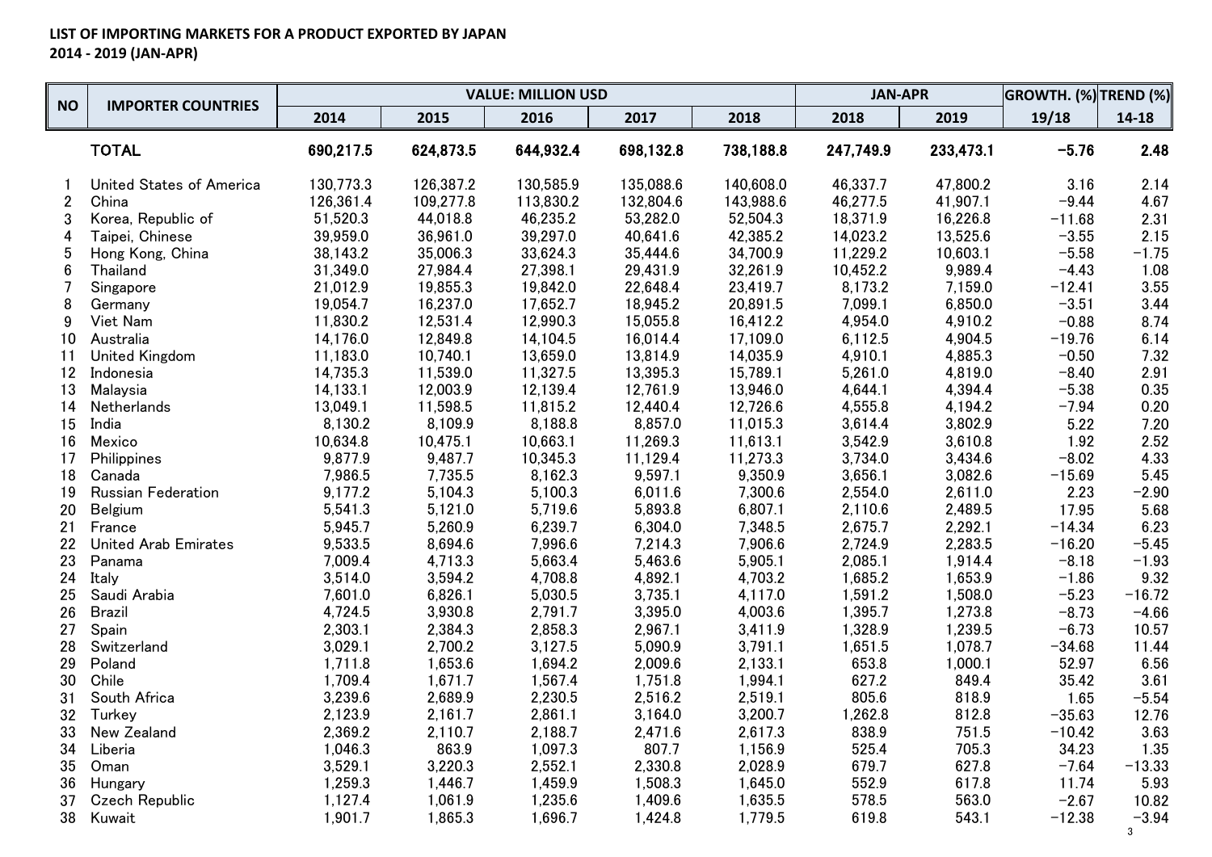**LIST OF IMPORTING MARKETS FOR A PRODUCT EXPORTED BY JAPAN**
**2014 - 2019 (JAN-APR)**

| NO | IMPORTER COUNTRIES | VALUE: MILLION USD | | | | | JAN-APR | | GROWTH. (%) | TREND (%) |
|---|---|---|---|---|---|---|---|---|---|---|
| | | 2014 | 2015 | 2016 | 2017 | 2018 | 2018 | 2019 | 19/18 | 14-18 |
| | **TOTAL** | **690,217.5** | **624,873.5** | **644,932.4** | **698,132.8** | **738,188.8** | **247,749.9** | **233,473.1** | **−5.76** | **2.48** |
| 1 | United States of America | 130,773.3 | 126,387.2 | 130,585.9 | 135,088.6 | 140,608.0 | 46,337.7 | 47,800.2 | 3.16 | 2.14 |
| 2 | China | 126,361.4 | 109,277.8 | 113,830.2 | 132,804.6 | 143,988.6 | 46,277.5 | 41,907.1 | −9.44 | 4.67 |
| 3 | Korea, Republic of | 51,520.3 | 44,018.8 | 46,235.2 | 53,282.0 | 52,504.3 | 18,371.9 | 16,226.8 | −11.68 | 2.31 |
| 4 | Taipei, Chinese | 39,959.0 | 36,961.0 | 39,297.0 | 40,641.6 | 42,385.2 | 14,023.2 | 13,525.6 | −3.55 | 2.15 |
| 5 | Hong Kong, China | 38,143.2 | 35,006.3 | 33,624.3 | 35,444.6 | 34,700.9 | 11,229.2 | 10,603.1 | −5.58 | −1.75 |
| 6 | Thailand | 31,349.0 | 27,984.4 | 27,398.1 | 29,431.9 | 32,261.9 | 10,452.2 | 9,989.4 | −4.43 | 1.08 |
| 7 | Singapore | 21,012.9 | 19,855.3 | 19,842.0 | 22,648.4 | 23,419.7 | 8,173.2 | 7,159.0 | −12.41 | 3.55 |
| 8 | Germany | 19,054.7 | 16,237.0 | 17,652.7 | 18,945.2 | 20,891.5 | 7,099.1 | 6,850.0 | −3.51 | 3.44 |
| 9 | Viet Nam | 11,830.2 | 12,531.4 | 12,990.3 | 15,055.8 | 16,412.2 | 4,954.0 | 4,910.2 | −0.88 | 8.74 |
| 10 | Australia | 14,176.0 | 12,849.8 | 14,104.5 | 16,014.4 | 17,109.0 | 6,112.5 | 4,904.5 | −19.76 | 6.14 |
| 11 | United Kingdom | 11,183.0 | 10,740.1 | 13,659.0 | 13,814.9 | 14,035.9 | 4,910.1 | 4,885.3 | −0.50 | 7.32 |
| 12 | Indonesia | 14,735.3 | 11,539.0 | 11,327.5 | 13,395.3 | 15,789.1 | 5,261.0 | 4,819.0 | −8.40 | 2.91 |
| 13 | Malaysia | 14,133.1 | 12,003.9 | 12,139.4 | 12,761.9 | 13,946.0 | 4,644.1 | 4,394.4 | −5.38 | 0.35 |
| 14 | Netherlands | 13,049.1 | 11,598.5 | 11,815.2 | 12,440.4 | 12,726.6 | 4,555.8 | 4,194.2 | −7.94 | 0.20 |
| 15 | India | 8,130.2 | 8,109.9 | 8,188.8 | 8,857.0 | 11,015.3 | 3,614.4 | 3,802.9 | 5.22 | 7.20 |
| 16 | Mexico | 10,634.8 | 10,475.1 | 10,663.1 | 11,269.3 | 11,613.1 | 3,542.9 | 3,610.8 | 1.92 | 2.52 |
| 17 | Philippines | 9,877.9 | 9,487.7 | 10,345.3 | 11,129.4 | 11,273.3 | 3,734.0 | 3,434.6 | −8.02 | 4.33 |
| 18 | Canada | 7,986.5 | 7,735.5 | 8,162.3 | 9,597.1 | 9,350.9 | 3,656.1 | 3,082.6 | −15.69 | 5.45 |
| 19 | Russian Federation | 9,177.2 | 5,104.3 | 5,100.3 | 6,011.6 | 7,300.6 | 2,554.0 | 2,611.0 | 2.23 | −2.90 |
| 20 | Belgium | 5,541.3 | 5,121.0 | 5,719.6 | 5,893.8 | 6,807.1 | 2,110.6 | 2,489.5 | 17.95 | 5.68 |
| 21 | France | 5,945.7 | 5,260.9 | 6,239.7 | 6,304.0 | 7,348.5 | 2,675.7 | 2,292.1 | −14.34 | 6.23 |
| 22 | United Arab Emirates | 9,533.5 | 8,694.6 | 7,996.6 | 7,214.3 | 7,906.6 | 2,724.9 | 2,283.5 | −16.20 | −5.45 |
| 23 | Panama | 7,009.4 | 4,713.3 | 5,663.4 | 5,463.6 | 5,905.1 | 2,085.1 | 1,914.4 | −8.18 | −1.93 |
| 24 | Italy | 3,514.0 | 3,594.2 | 4,708.8 | 4,892.1 | 4,703.2 | 1,685.2 | 1,653.9 | −1.86 | 9.32 |
| 25 | Saudi Arabia | 7,601.0 | 6,826.1 | 5,030.5 | 3,735.1 | 4,117.0 | 1,591.2 | 1,508.0 | −5.23 | −16.72 |
| 26 | Brazil | 4,724.5 | 3,930.8 | 2,791.7 | 3,395.0 | 4,003.6 | 1,395.7 | 1,273.8 | −8.73 | −4.66 |
| 27 | Spain | 2,303.1 | 2,384.3 | 2,858.3 | 2,967.1 | 3,411.9 | 1,328.9 | 1,239.5 | −6.73 | 10.57 |
| 28 | Switzerland | 3,029.1 | 2,700.2 | 3,127.5 | 5,090.9 | 3,791.1 | 1,651.5 | 1,078.7 | −34.68 | 11.44 |
| 29 | Poland | 1,711.8 | 1,653.6 | 1,694.2 | 2,009.6 | 2,133.1 | 653.8 | 1,000.1 | 52.97 | 6.56 |
| 30 | Chile | 1,709.4 | 1,671.7 | 1,567.4 | 1,751.8 | 1,994.1 | 627.2 | 849.4 | 35.42 | 3.61 |
| 31 | South Africa | 3,239.6 | 2,689.9 | 2,230.5 | 2,516.2 | 2,519.1 | 805.6 | 818.9 | 1.65 | −5.54 |
| 32 | Turkey | 2,123.9 | 2,161.7 | 2,861.1 | 3,164.0 | 3,200.7 | 1,262.8 | 812.8 | −35.63 | 12.76 |
| 33 | New Zealand | 2,369.2 | 2,110.7 | 2,188.7 | 2,471.6 | 2,617.3 | 838.9 | 751.5 | −10.42 | 3.63 |
| 34 | Liberia | 1,046.3 | 863.9 | 1,097.3 | 807.7 | 1,156.9 | 525.4 | 705.3 | 34.23 | 1.35 |
| 35 | Oman | 3,529.1 | 3,220.3 | 2,552.1 | 2,330.8 | 2,028.9 | 679.7 | 627.8 | −7.64 | −13.33 |
| 36 | Hungary | 1,259.3 | 1,446.7 | 1,459.9 | 1,508.3 | 1,645.0 | 552.9 | 617.8 | 11.74 | 5.93 |
| 37 | Czech Republic | 1,127.4 | 1,061.9 | 1,235.6 | 1,409.6 | 1,635.5 | 578.5 | 563.0 | −2.67 | 10.82 |
| 38 | Kuwait | 1,901.7 | 1,865.3 | 1,696.7 | 1,424.8 | 1,779.5 | 619.8 | 543.1 | −12.38 | −3.94 |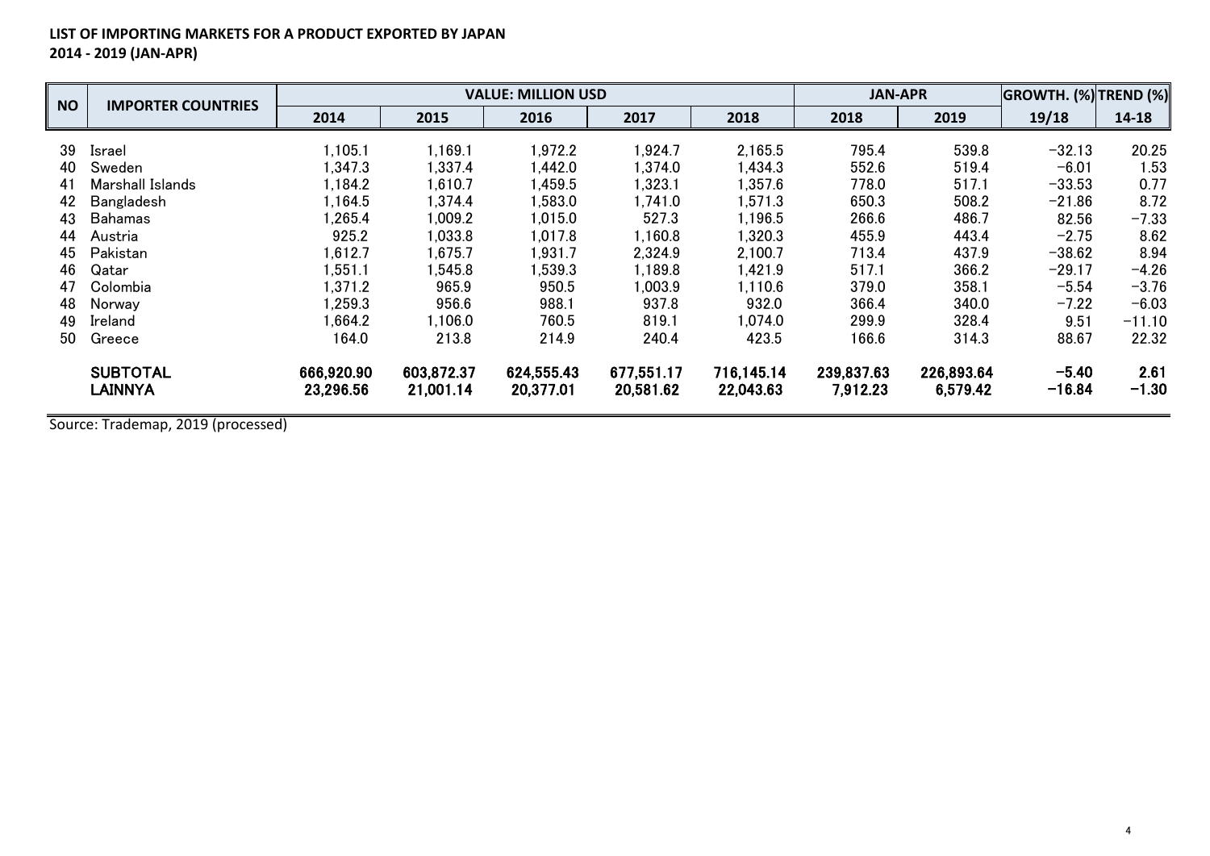**LIST OF IMPORTING MARKETS FOR A PRODUCT EXPORTED BY JAPAN**
**2014 - 2019 (JAN-APR)**

| NO | IMPORTER COUNTRIES | VALUE: MILLION USD | | | | | JAN-APR | | GROWTH. (%) | TREND (%) |
|---|---|---|---|---|---|---|---|---|---|---|
| | | 2014 | 2015 | 2016 | 2017 | 2018 | 2018 | 2019 | 19/18 | 14-18 |
| 39 | Israel | 1,105.1 | 1,169.1 | 1,972.2 | 1,924.7 | 2,165.5 | 795.4 | 539.8 | −32.13 | 20.25 |
| 40 | Sweden | 1,347.3 | 1,337.4 | 1,442.0 | 1,374.0 | 1,434.3 | 552.6 | 519.4 | −6.01 | 1.53 |
| 41 | Marshall Islands | 1,184.2 | 1,610.7 | 1,459.5 | 1,323.1 | 1,357.6 | 778.0 | 517.1 | −33.53 | 0.77 |
| 42 | Bangladesh | 1,164.5 | 1,374.4 | 1,583.0 | 1,741.0 | 1,571.3 | 650.3 | 508.2 | −21.86 | 8.72 |
| 43 | Bahamas | 1,265.4 | 1,009.2 | 1,015.0 | 527.3 | 1,196.5 | 266.6 | 486.7 | 82.56 | −7.33 |
| 44 | Austria | 925.2 | 1,033.8 | 1,017.8 | 1,160.8 | 1,320.3 | 455.9 | 443.4 | −2.75 | 8.62 |
| 45 | Pakistan | 1,612.7 | 1,675.7 | 1,931.7 | 2,324.9 | 2,100.7 | 713.4 | 437.9 | −38.62 | 8.94 |
| 46 | Qatar | 1,551.1 | 1,545.8 | 1,539.3 | 1,189.8 | 1,421.9 | 517.1 | 366.2 | −29.17 | −4.26 |
| 47 | Colombia | 1,371.2 | 965.9 | 950.5 | 1,003.9 | 1,110.6 | 379.0 | 358.1 | −5.54 | −3.76 |
| 48 | Norway | 1,259.3 | 956.6 | 988.1 | 937.8 | 932.0 | 366.4 | 340.0 | −7.22 | −6.03 |
| 49 | Ireland | 1,664.2 | 1,106.0 | 760.5 | 819.1 | 1,074.0 | 299.9 | 328.4 | 9.51 | −11.10 |
| 50 | Greece | 164.0 | 213.8 | 214.9 | 240.4 | 423.5 | 166.6 | 314.3 | 88.67 | 22.32 |
| | **SUBTOTAL** | **666,920.90** | **603,872.37** | **624,555.43** | **677,551.17** | **716,145.14** | **239,837.63** | **226,893.64** | **−5.40** | **2.61** |
| | **LAINNYA** | **23,296.56** | **21,001.14** | **20,377.01** | **20,581.62** | **22,043.63** | **7,912.23** | **6,579.42** | **−16.84** | **−1.30** |

Source: Trademap, 2019 (processed)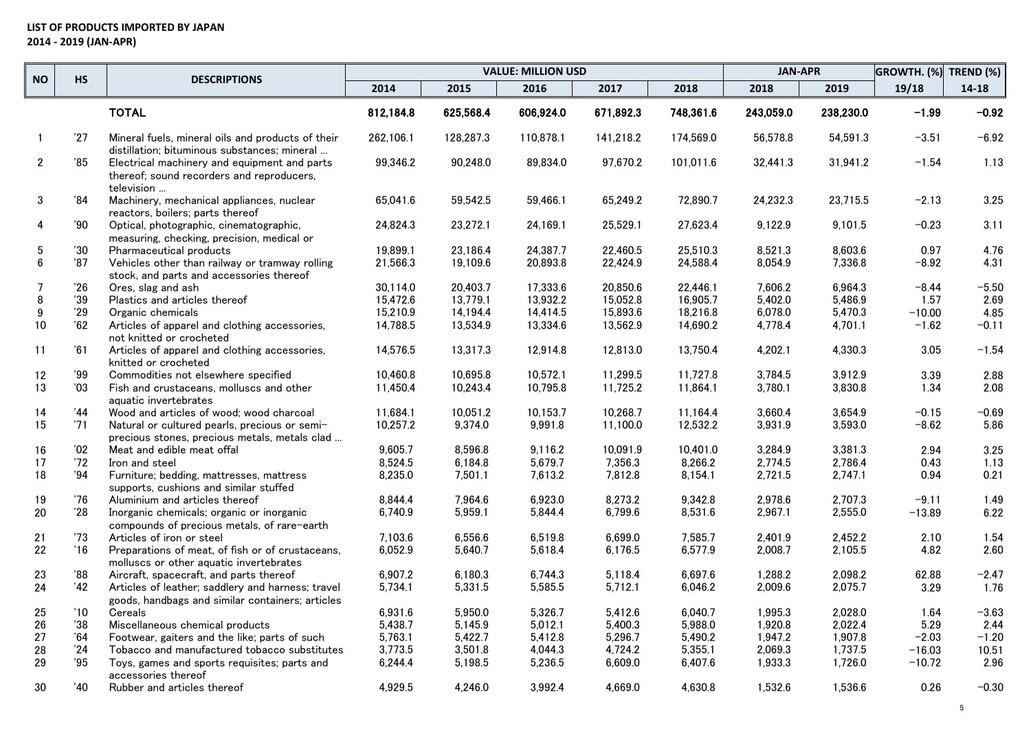**LIST OF PRODUCTS IMPORTED BY JAPAN**
**2014 - 2019 (JAN-APR)**

| NO | HS | DESCRIPTIONS | VALUE: MILLION USD | | | | | JAN-APR | | GROWTH. (%) | TREND (%) |
|---|---|---|---|---|---|---|---|---|---|---|---|
| | | | 2014 | 2015 | 2016 | 2017 | 2018 | 2018 | 2019 | 19/18 | 14-18 |
| | | **TOTAL** | **812,184.8** | **625,568.4** | **606,924.0** | **671,892.3** | **748,361.6** | **243,059.0** | **238,230.0** | **−1.99** | **−0.92** |
| 1 | '27 | Mineral fuels, mineral oils and products of their distillation; bituminous substances; mineral ... | 262,106.1 | 128,287.3 | 110,878.1 | 141,218.2 | 174,569.0 | 56,578.8 | 54,591.3 | −3.51 | −6.92 |
| 2 | '85 | Electrical machinery and equipment and parts thereof; sound recorders and reproducers, television ... | 99,346.2 | 90,248.0 | 89,834.0 | 97,670.2 | 101,011.6 | 32,441.3 | 31,941.2 | −1.54 | 1.13 |
| 3 | '84 | Machinery, mechanical appliances, nuclear reactors, boilers; parts thereof | 65,041.6 | 59,542.5 | 59,466.1 | 65,249.2 | 72,890.7 | 24,232.3 | 23,715.5 | −2.13 | 3.25 |
| 4 | '90 | Optical, photographic, cinematographic, measuring, checking, precision, medical or | 24,824.3 | 23,272.1 | 24,169.1 | 25,529.1 | 27,623.4 | 9,122.9 | 9,101.5 | −0.23 | 3.11 |
| 5 | '30 | Pharmaceutical products | 19,899.1 | 23,186.4 | 24,387.7 | 22,460.5 | 25,510.3 | 8,521.3 | 8,603.6 | 0.97 | 4.76 |
| 6 | '87 | Vehicles other than railway or tramway rolling stock, and parts and accessories thereof | 21,566.3 | 19,109.6 | 20,893.8 | 22,424.9 | 24,588.4 | 8,054.9 | 7,336.8 | −8.92 | 4.31 |
| 7 | '26 | Ores, slag and ash | 30,114.0 | 20,403.7 | 17,333.6 | 20,850.6 | 22,446.1 | 7,606.2 | 6,964.3 | −8.44 | −5.50 |
| 8 | '39 | Plastics and articles thereof | 15,472.6 | 13,779.1 | 13,932.2 | 15,052.8 | 16,905.7 | 5,402.0 | 5,486.9 | 1.57 | 2.69 |
| 9 | '29 | Organic chemicals | 15,210.9 | 14,194.4 | 14,414.5 | 15,893.6 | 18,216.8 | 6,078.0 | 5,470.3 | −10.00 | 4.85 |
| 10 | '62 | Articles of apparel and clothing accessories, not knitted or crocheted | 14,788.5 | 13,534.9 | 13,334.6 | 13,562.9 | 14,690.2 | 4,778.4 | 4,701.1 | −1.62 | −0.11 |
| 11 | '61 | Articles of apparel and clothing accessories, knitted or crocheted | 14,576.5 | 13,317.3 | 12,914.8 | 12,813.0 | 13,750.4 | 4,202.1 | 4,330.3 | 3.05 | −1.54 |
| 12 | '99 | Commodities not elsewhere specified | 10,460.8 | 10,695.8 | 10,572.1 | 11,299.5 | 11,727.8 | 3,784.5 | 3,912.9 | 3.39 | 2.88 |
| 13 | '03 | Fish and crustaceans, molluscs and other aquatic invertebrates | 11,450.4 | 10,243.4 | 10,795.8 | 11,725.2 | 11,864.1 | 3,780.1 | 3,830.8 | 1.34 | 2.08 |
| 14 | '44 | Wood and articles of wood; wood charcoal | 11,684.1 | 10,051.2 | 10,153.7 | 10,268.7 | 11,164.4 | 3,660.4 | 3,654.9 | −0.15 | −0.69 |
| 15 | '71 | Natural or cultured pearls, precious or semi-precious stones, precious metals, metals clad ... | 10,257.2 | 9,374.0 | 9,991.8 | 11,100.0 | 12,532.2 | 3,931.9 | 3,593.0 | −8.62 | 5.86 |
| 16 | '02 | Meat and edible meat offal | 9,605.7 | 8,596.8 | 9,116.2 | 10,091.9 | 10,401.0 | 3,284.9 | 3,381.3 | 2.94 | 3.25 |
| 17 | '72 | Iron and steel | 8,524.5 | 6,184.8 | 5,679.7 | 7,356.3 | 8,266.2 | 2,774.5 | 2,786.4 | 0.43 | 1.13 |
| 18 | '94 | Furniture; bedding, mattresses, mattress supports, cushions and similar stuffed | 8,235.0 | 7,501.1 | 7,613.2 | 7,812.8 | 8,154.1 | 2,721.5 | 2,747.1 | 0.94 | 0.21 |
| 19 | '76 | Aluminium and articles thereof | 8,844.4 | 7,964.6 | 6,923.0 | 8,273.2 | 9,342.8 | 2,978.6 | 2,707.3 | −9.11 | 1.49 |
| 20 | '28 | Inorganic chemicals; organic or inorganic compounds of precious metals, of rare-earth | 6,740.9 | 5,959.1 | 5,844.4 | 6,799.6 | 8,531.6 | 2,967.1 | 2,555.0 | −13.89 | 6.22 |
| 21 | '73 | Articles of iron or steel | 7,103.6 | 6,556.6 | 6,519.8 | 6,699.0 | 7,585.7 | 2,401.9 | 2,452.2 | 2.10 | 1.54 |
| 22 | '16 | Preparations of meat, of fish or of crustaceans, molluscs or other aquatic invertebrates | 6,052.9 | 5,640.7 | 5,618.4 | 6,176.5 | 6,577.9 | 2,008.7 | 2,105.5 | 4.82 | 2.60 |
| 23 | '88 | Aircraft, spacecraft, and parts thereof | 6,907.2 | 6,180.3 | 6,744.3 | 5,118.4 | 6,697.6 | 1,288.2 | 2,098.2 | 62.88 | −2.47 |
| 24 | '42 | Articles of leather; saddlery and harness; travel goods, handbags and similar containers; articles | 5,734.1 | 5,331.5 | 5,585.5 | 5,712.1 | 6,046.2 | 2,009.6 | 2,075.7 | 3.29 | 1.76 |
| 25 | '10 | Cereals | 6,931.6 | 5,950.0 | 5,326.7 | 5,412.6 | 6,040.7 | 1,995.3 | 2,028.0 | 1.64 | −3.63 |
| 26 | '38 | Miscellaneous chemical products | 5,438.7 | 5,145.9 | 5,012.1 | 5,400.3 | 5,988.0 | 1,920.8 | 2,022.4 | 5.29 | 2.44 |
| 27 | '64 | Footwear, gaiters and the like; parts of such | 5,763.1 | 5,422.7 | 5,412.8 | 5,296.7 | 5,490.2 | 1,947.2 | 1,907.8 | −2.03 | −1.20 |
| 28 | '24 | Tobacco and manufactured tobacco substitutes | 3,773.5 | 3,501.8 | 4,044.3 | 4,724.2 | 5,355.1 | 2,069.3 | 1,737.5 | −16.03 | 10.51 |
| 29 | '95 | Toys, games and sports requisites; parts and accessories thereof | 6,244.4 | 5,198.5 | 5,236.5 | 6,609.0 | 6,407.6 | 1,933.3 | 1,726.0 | −10.72 | 2.96 |
| 30 | '40 | Rubber and articles thereof | 4,929.5 | 4,246.0 | 3,992.4 | 4,669.0 | 4,630.8 | 1,532.6 | 1,536.6 | 0.26 | −0.30 |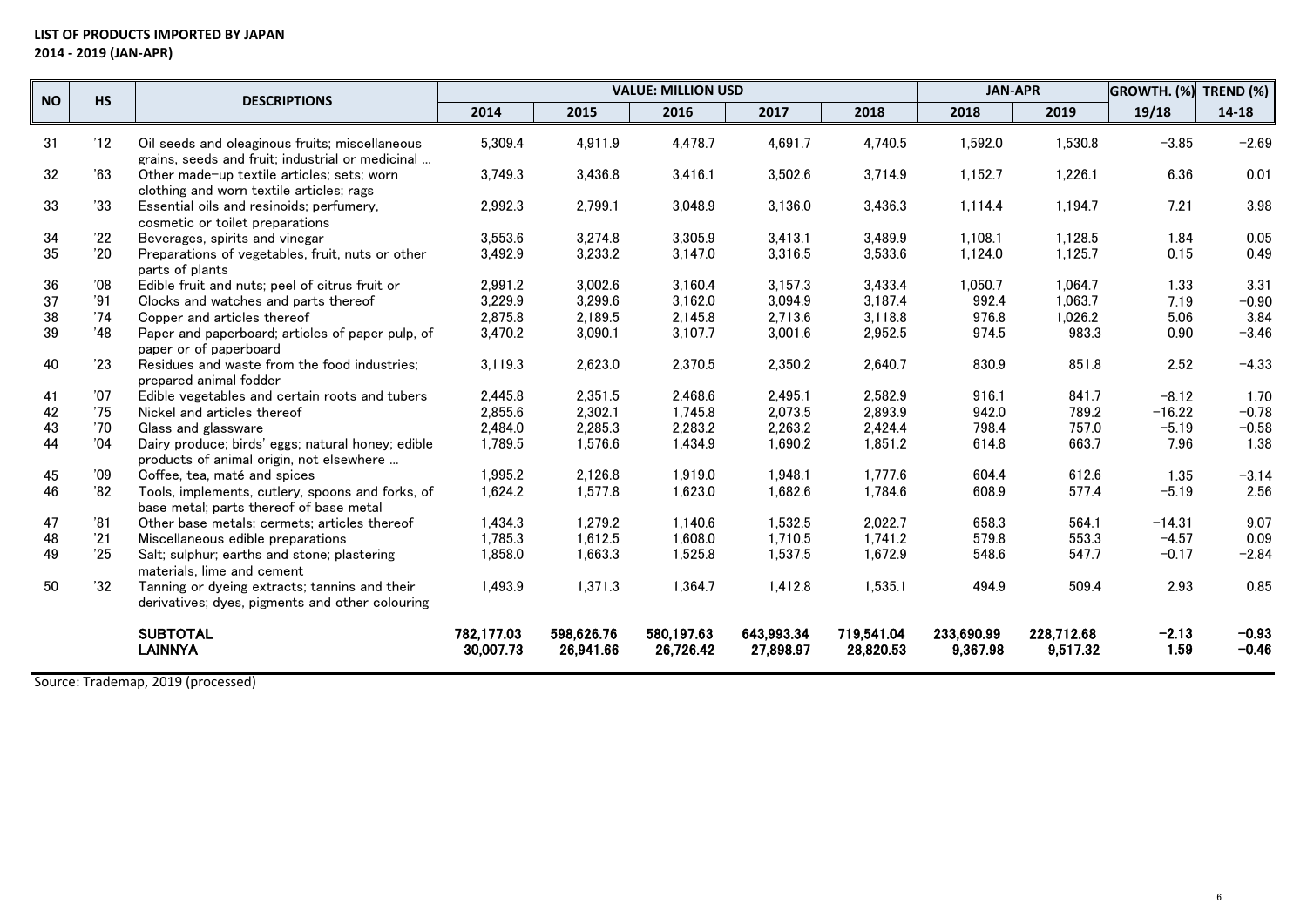**LIST OF PRODUCTS IMPORTED BY JAPAN**
**2014 - 2019 (JAN-APR)**

| NO | HS | DESCRIPTIONS | VALUE: MILLION USD | | | | | JAN-APR | | GROWTH. (%) | TREND (%) |
|---|---|---|---|---|---|---|---|---|---|---|---|
| | | | 2014 | 2015 | 2016 | 2017 | 2018 | 2018 | 2019 | 19/18 | 14-18 |
| 31 | '12 | Oil seeds and oleaginous fruits; miscellaneous grains, seeds and fruit; industrial or medicinal ... | 5,309.4 | 4,911.9 | 4,478.7 | 4,691.7 | 4,740.5 | 1,592.0 | 1,530.8 | −3.85 | −2.69 |
| 32 | '63 | Other made-up textile articles; sets; worn clothing and worn textile articles; rags | 3,749.3 | 3,436.8 | 3,416.1 | 3,502.6 | 3,714.9 | 1,152.7 | 1,226.1 | 6.36 | 0.01 |
| 33 | '33 | Essential oils and resinoids; perfumery, cosmetic or toilet preparations | 2,992.3 | 2,799.1 | 3,048.9 | 3,136.0 | 3,436.3 | 1,114.4 | 1,194.7 | 7.21 | 3.98 |
| 34 | '22 | Beverages, spirits and vinegar | 3,553.6 | 3,274.8 | 3,305.9 | 3,413.1 | 3,489.9 | 1,108.1 | 1,128.5 | 1.84 | 0.05 |
| 35 | '20 | Preparations of vegetables, fruit, nuts or other parts of plants | 3,492.9 | 3,233.2 | 3,147.0 | 3,316.5 | 3,533.6 | 1,124.0 | 1,125.7 | 0.15 | 0.49 |
| 36 | '08 | Edible fruit and nuts; peel of citrus fruit or | 2,991.2 | 3,002.6 | 3,160.4 | 3,157.3 | 3,433.4 | 1,050.7 | 1,064.7 | 1.33 | 3.31 |
| 37 | '91 | Clocks and watches and parts thereof | 3,229.9 | 3,299.6 | 3,162.0 | 3,094.9 | 3,187.4 | 992.4 | 1,063.7 | 7.19 | −0.90 |
| 38 | '74 | Copper and articles thereof | 2,875.8 | 2,189.5 | 2,145.8 | 2,713.6 | 3,118.8 | 976.8 | 1,026.2 | 5.06 | 3.84 |
| 39 | '48 | Paper and paperboard; articles of paper pulp, of paper or of paperboard | 3,470.2 | 3,090.1 | 3,107.7 | 3,001.6 | 2,952.5 | 974.5 | 983.3 | 0.90 | −3.46 |
| 40 | '23 | Residues and waste from the food industries; prepared animal fodder | 3,119.3 | 2,623.0 | 2,370.5 | 2,350.2 | 2,640.7 | 830.9 | 851.8 | 2.52 | −4.33 |
| 41 | '07 | Edible vegetables and certain roots and tubers | 2,445.8 | 2,351.5 | 2,468.6 | 2,495.1 | 2,582.9 | 916.1 | 841.7 | −8.12 | 1.70 |
| 42 | '75 | Nickel and articles thereof | 2,855.6 | 2,302.1 | 1,745.8 | 2,073.5 | 2,893.9 | 942.0 | 789.2 | −16.22 | −0.78 |
| 43 | '70 | Glass and glassware | 2,484.0 | 2,285.3 | 2,283.2 | 2,263.2 | 2,424.4 | 798.4 | 757.0 | −5.19 | −0.58 |
| 44 | '04 | Dairy produce; birds' eggs; natural honey; edible products of animal origin, not elsewhere ... | 1,789.5 | 1,576.6 | 1,434.9 | 1,690.2 | 1,851.2 | 614.8 | 663.7 | 7.96 | 1.38 |
| 45 | '09 | Coffee, tea, maté and spices | 1,995.2 | 2,126.8 | 1,919.0 | 1,948.1 | 1,777.6 | 604.4 | 612.6 | 1.35 | −3.14 |
| 46 | '82 | Tools, implements, cutlery, spoons and forks, of base metal; parts thereof of base metal | 1,624.2 | 1,577.8 | 1,623.0 | 1,682.6 | 1,784.6 | 608.9 | 577.4 | −5.19 | 2.56 |
| 47 | '81 | Other base metals; cermets; articles thereof | 1,434.3 | 1,279.2 | 1,140.6 | 1,532.5 | 2,022.7 | 658.3 | 564.1 | −14.31 | 9.07 |
| 48 | '21 | Miscellaneous edible preparations | 1,785.3 | 1,612.5 | 1,608.0 | 1,710.5 | 1,741.2 | 579.8 | 553.3 | −4.57 | 0.09 |
| 49 | '25 | Salt; sulphur; earths and stone; plastering materials, lime and cement | 1,858.0 | 1,663.3 | 1,525.8 | 1,537.5 | 1,672.9 | 548.6 | 547.7 | −0.17 | −2.84 |
| 50 | '32 | Tanning or dyeing extracts; tannins and their derivatives; dyes, pigments and other colouring | 1,493.9 | 1,371.3 | 1,364.7 | 1,412.8 | 1,535.1 | 494.9 | 509.4 | 2.93 | 0.85 |
| | | **SUBTOTAL** | **782,177.03** | **598,626.76** | **580,197.63** | **643,993.34** | **719,541.04** | **233,690.99** | **228,712.68** | **−2.13** | **−0.93** |
| | | **LAINNYA** | **30,007.73** | **26,941.66** | **26,726.42** | **27,898.97** | **28,820.53** | **9,367.98** | **9,517.32** | **1.59** | **−0.46** |

Source: Trademap, 2019 (processed)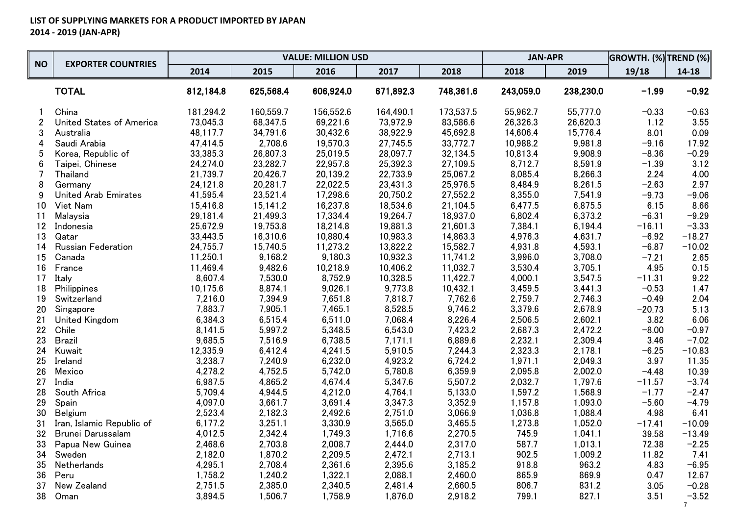**LIST OF SUPPLYING MARKETS FOR A PRODUCT IMPORTED BY JAPAN**
**2014 - 2019 (JAN-APR)**

| NO | EXPORTER COUNTRIES | VALUE: MILLION USD | | | | | JAN-APR | | GROWTH. (%) | TREND (%) |
|---|---|---|---|---|---|---|---|---|---|---|
| | | 2014 | 2015 | 2016 | 2017 | 2018 | 2018 | 2019 | 19/18 | 14-18 |
| | **TOTAL** | **812,184.8** | **625,568.4** | **606,924.0** | **671,892.3** | **748,361.6** | **243,059.0** | **238,230.0** | **−1.99** | **−0.92** |
| 1 | China | 181,294.2 | 160,559.7 | 156,552.6 | 164,490.1 | 173,537.5 | 55,962.7 | 55,777.0 | −0.33 | −0.63 |
| 2 | United States of America | 73,045.3 | 68,347.5 | 69,221.6 | 73,972.9 | 83,586.6 | 26,326.3 | 26,620.3 | 1.12 | 3.55 |
| 3 | Australia | 48,117.7 | 34,791.6 | 30,432.6 | 38,922.9 | 45,692.8 | 14,606.4 | 15,776.4 | 8.01 | 0.09 |
| 4 | Saudi Arabia | 47,414.5 | 2,708.6 | 19,570.3 | 27,745.5 | 33,772.7 | 10,988.2 | 9,981.8 | −9.16 | 17.92 |
| 5 | Korea, Republic of | 33,385.3 | 26,807.3 | 25,019.5 | 28,097.7 | 32,134.5 | 10,813.4 | 9,908.9 | −8.36 | −0.29 |
| 6 | Taipei, Chinese | 24,274.0 | 23,282.7 | 22,957.8 | 25,392.3 | 27,109.5 | 8,712.7 | 8,591.9 | −1.39 | 3.12 |
| 7 | Thailand | 21,739.7 | 20,426.7 | 20,139.2 | 22,733.9 | 25,067.2 | 8,085.4 | 8,266.3 | 2.24 | 4.00 |
| 8 | Germany | 24,121.8 | 20,281.7 | 22,022.5 | 23,431.3 | 25,976.5 | 8,484.9 | 8,261.5 | −2.63 | 2.97 |
| 9 | United Arab Emirates | 41,595.4 | 23,521.4 | 17,298.6 | 20,750.2 | 27,552.2 | 8,355.0 | 7,541.9 | −9.73 | −9.06 |
| 10 | Viet Nam | 15,416.8 | 15,141.2 | 16,237.8 | 18,534.6 | 21,104.5 | 6,477.5 | 6,875.5 | 6.15 | 8.66 |
| 11 | Malaysia | 29,181.4 | 21,499.3 | 17,334.4 | 19,264.7 | 18,937.0 | 6,802.4 | 6,373.2 | −6.31 | −9.29 |
| 12 | Indonesia | 25,672.9 | 19,753.8 | 18,214.8 | 19,881.3 | 21,601.3 | 7,384.1 | 6,194.4 | −16.11 | −3.33 |
| 13 | Qatar | 33,443.5 | 16,310.6 | 10,880.4 | 10,983.3 | 14,863.3 | 4,976.3 | 4,631.7 | −6.92 | −18.27 |
| 14 | Russian Federation | 24,755.7 | 15,740.5 | 11,273.2 | 13,822.2 | 15,582.7 | 4,931.8 | 4,593.1 | −6.87 | −10.02 |
| 15 | Canada | 11,250.1 | 9,168.2 | 9,180.3 | 10,932.3 | 11,741.2 | 3,996.0 | 3,708.0 | −7.21 | 2.65 |
| 16 | France | 11,469.4 | 9,482.6 | 10,218.9 | 10,406.2 | 11,032.7 | 3,530.4 | 3,705.1 | 4.95 | 0.15 |
| 17 | Italy | 8,607.4 | 7,530.0 | 8,752.9 | 10,328.5 | 11,422.7 | 4,000.1 | 3,547.5 | −11.31 | 9.22 |
| 18 | Philippines | 10,175.6 | 8,874.1 | 9,026.1 | 9,773.8 | 10,432.1 | 3,459.5 | 3,441.3 | −0.53 | 1.47 |
| 19 | Switzerland | 7,216.0 | 7,394.9 | 7,651.8 | 7,818.7 | 7,762.6 | 2,759.7 | 2,746.3 | −0.49 | 2.04 |
| 20 | Singapore | 7,883.7 | 7,905.1 | 7,465.1 | 8,528.5 | 9,746.2 | 3,379.6 | 2,678.9 | −20.73 | 5.13 |
| 21 | United Kingdom | 6,384.3 | 6,515.4 | 6,511.0 | 7,068.4 | 8,226.4 | 2,506.5 | 2,602.1 | 3.82 | 6.06 |
| 22 | Chile | 8,141.5 | 5,997.2 | 5,348.5 | 6,543.0 | 7,423.2 | 2,687.3 | 2,472.2 | −8.00 | −0.97 |
| 23 | Brazil | 9,685.5 | 7,516.9 | 6,738.5 | 7,171.1 | 6,889.6 | 2,232.1 | 2,309.4 | 3.46 | −7.02 |
| 24 | Kuwait | 12,335.9 | 6,412.4 | 4,241.5 | 5,910.5 | 7,244.3 | 2,323.3 | 2,178.1 | −6.25 | −10.83 |
| 25 | Ireland | 3,238.7 | 7,240.9 | 6,232.0 | 4,923.2 | 6,724.2 | 1,971.1 | 2,049.3 | 3.97 | 11.35 |
| 26 | Mexico | 4,278.2 | 4,752.5 | 5,742.0 | 5,780.8 | 6,359.9 | 2,095.8 | 2,002.0 | −4.48 | 10.39 |
| 27 | India | 6,987.5 | 4,865.2 | 4,674.4 | 5,347.6 | 5,507.2 | 2,032.7 | 1,797.6 | −11.57 | −3.74 |
| 28 | South Africa | 5,709.4 | 4,944.5 | 4,212.0 | 4,764.1 | 5,133.0 | 1,597.2 | 1,568.9 | −1.77 | −2.47 |
| 29 | Spain | 4,097.0 | 3,661.7 | 3,691.4 | 3,347.3 | 3,352.9 | 1,157.8 | 1,093.0 | −5.60 | −4.79 |
| 30 | Belgium | 2,523.4 | 2,182.3 | 2,492.6 | 2,751.0 | 3,066.9 | 1,036.8 | 1,088.4 | 4.98 | 6.41 |
| 31 | Iran, Islamic Republic of | 6,177.2 | 3,251.1 | 3,330.9 | 3,565.0 | 3,465.5 | 1,273.8 | 1,052.0 | −17.41 | −10.09 |
| 32 | Brunei Darussalam | 4,012.5 | 2,342.4 | 1,749.3 | 1,716.6 | 2,270.5 | 745.9 | 1,041.1 | 39.58 | −13.49 |
| 33 | Papua New Guinea | 2,468.6 | 2,703.8 | 2,008.7 | 2,444.0 | 2,317.0 | 587.7 | 1,013.1 | 72.38 | −2.25 |
| 34 | Sweden | 2,182.0 | 1,870.2 | 2,209.5 | 2,472.1 | 2,713.1 | 902.5 | 1,009.2 | 11.82 | 7.41 |
| 35 | Netherlands | 4,295.1 | 2,708.4 | 2,361.6 | 2,395.6 | 3,185.2 | 918.8 | 963.2 | 4.83 | −6.95 |
| 36 | Peru | 1,758.2 | 1,240.2 | 1,322.1 | 2,088.1 | 2,460.0 | 865.9 | 869.9 | 0.47 | 12.67 |
| 37 | New Zealand | 2,751.5 | 2,385.0 | 2,340.5 | 2,481.4 | 2,660.5 | 806.7 | 831.2 | 3.05 | −0.28 |
| 38 | Oman | 3,894.5 | 1,506.7 | 1,758.9 | 1,876.0 | 2,918.2 | 799.1 | 827.1 | 3.51 | −3.52 |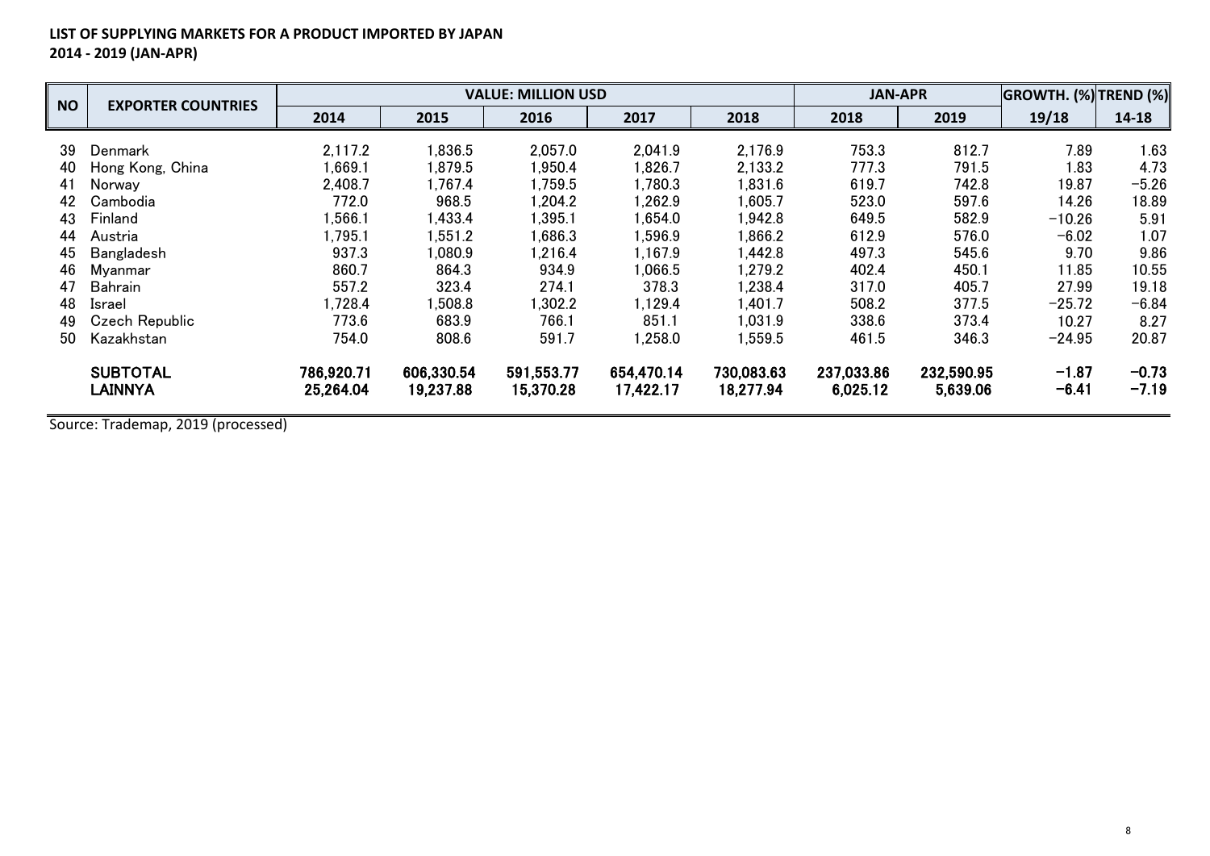**LIST OF SUPPLYING MARKETS FOR A PRODUCT IMPORTED BY JAPAN**
**2014 - 2019 (JAN-APR)**

| NO | EXPORTER COUNTRIES | VALUE: MILLION USD | | | | | JAN-APR | | GROWTH. (%) | TREND (%) |
|---|---|---|---|---|---|---|---|---|---|---|
| | | 2014 | 2015 | 2016 | 2017 | 2018 | 2018 | 2019 | 19/18 | 14-18 |
| 39 | Denmark | 2,117.2 | 1,836.5 | 2,057.0 | 2,041.9 | 2,176.9 | 753.3 | 812.7 | 7.89 | 1.63 |
| 40 | Hong Kong, China | 1,669.1 | 1,879.5 | 1,950.4 | 1,826.7 | 2,133.2 | 777.3 | 791.5 | 1.83 | 4.73 |
| 41 | Norway | 2,408.7 | 1,767.4 | 1,759.5 | 1,780.3 | 1,831.6 | 619.7 | 742.8 | 19.87 | −5.26 |
| 42 | Cambodia | 772.0 | 968.5 | 1,204.2 | 1,262.9 | 1,605.7 | 523.0 | 597.6 | 14.26 | 18.89 |
| 43 | Finland | 1,566.1 | 1,433.4 | 1,395.1 | 1,654.0 | 1,942.8 | 649.5 | 582.9 | −10.26 | 5.91 |
| 44 | Austria | 1,795.1 | 1,551.2 | 1,686.3 | 1,596.9 | 1,866.2 | 612.9 | 576.0 | −6.02 | 1.07 |
| 45 | Bangladesh | 937.3 | 1,080.9 | 1,216.4 | 1,167.9 | 1,442.8 | 497.3 | 545.6 | 9.70 | 9.86 |
| 46 | Myanmar | 860.7 | 864.3 | 934.9 | 1,066.5 | 1,279.2 | 402.4 | 450.1 | 11.85 | 10.55 |
| 47 | Bahrain | 557.2 | 323.4 | 274.1 | 378.3 | 1,238.4 | 317.0 | 405.7 | 27.99 | 19.18 |
| 48 | Israel | 1,728.4 | 1,508.8 | 1,302.2 | 1,129.4 | 1,401.7 | 508.2 | 377.5 | −25.72 | −6.84 |
| 49 | Czech Republic | 773.6 | 683.9 | 766.1 | 851.1 | 1,031.9 | 338.6 | 373.4 | 10.27 | 8.27 |
| 50 | Kazakhstan | 754.0 | 808.6 | 591.7 | 1,258.0 | 1,559.5 | 461.5 | 346.3 | −24.95 | 20.87 |
| | **SUBTOTAL** | **786,920.71** | **606,330.54** | **591,553.77** | **654,470.14** | **730,083.63** | **237,033.86** | **232,590.95** | **−1.87** | **−0.73** |
| | **LAINNYA** | **25,264.04** | **19,237.88** | **15,370.28** | **17,422.17** | **18,277.94** | **6,025.12** | **5,639.06** | **−6.41** | **−7.19** |

Source: Trademap, 2019 (processed)